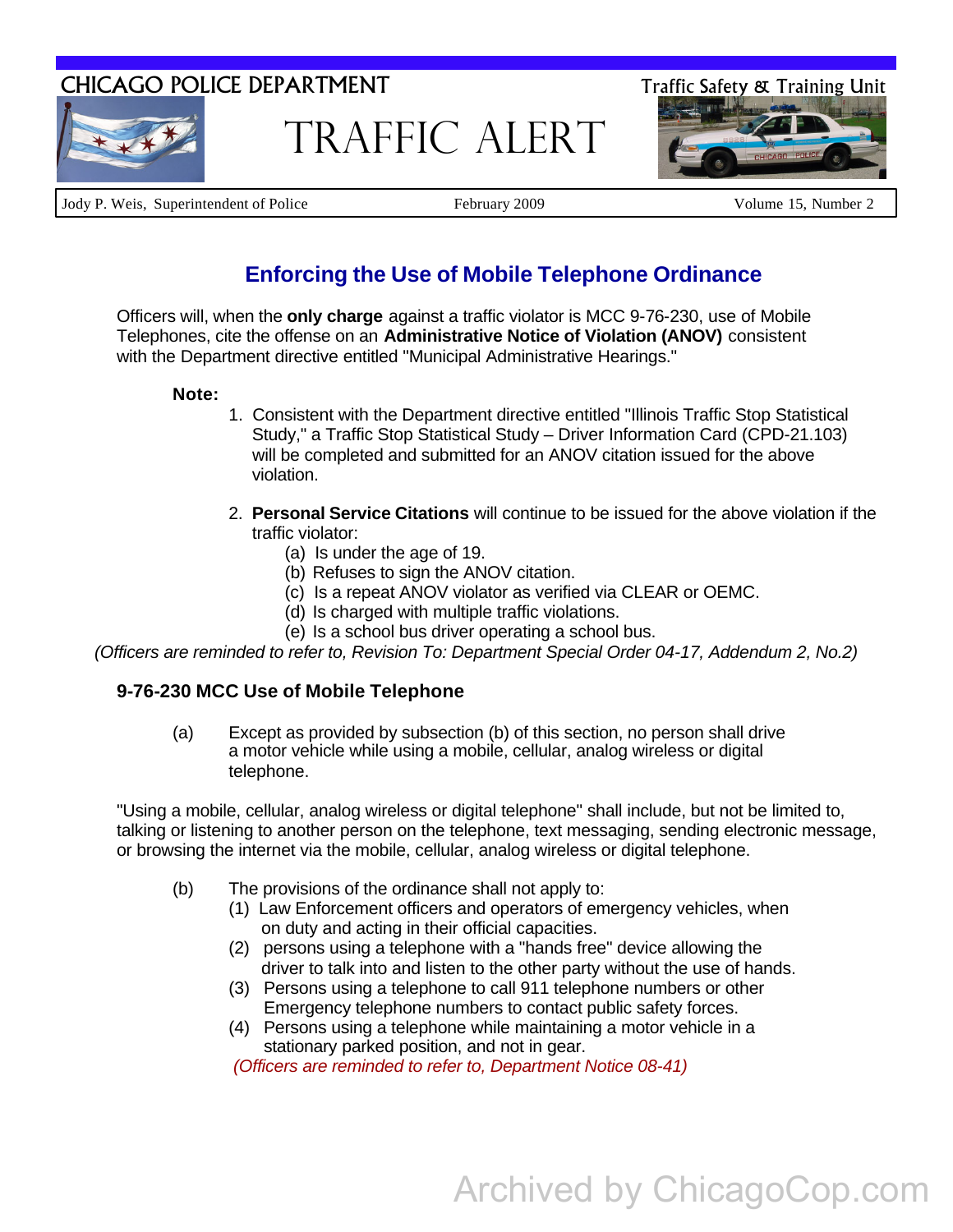CHICAGO POLICE DEPARTMENT

# TRAFFIC ALERT

Traffic Safety & Training Unit

Jody P. Weis, Superintendent of Police | February 2009 | Volume 15, Number 2

## Enforcing the Use of Mobile Telephone Ordinance

Officers will, when the **only charge** against a traffic violator is MCC 9-76-230, use of Mobile Telephones, cite the offense on an **Administrative Notice of Violation (ANOV)** consistent with the Department directive entitled "Municipal Administrative Hearings."

**Note:**

1. Consistent with the Department directive entitled "Illinois Traffic Stop Statistical Study," a Traffic Stop Statistical Study – Driver Information Card (CPD-21.103) will be completed and submitted for an ANOV citation issued for the above violation.

2. **Personal Service Citations** will continue to be issued for the above violation if the traffic violator:
   - (a) Is under the age of 19.
   - (b) Refuses to sign the ANOV citation.
   - (c) Is a repeat ANOV violator as verified via CLEAR or OEMC.
   - (d) Is charged with multiple traffic violations.
   - (e) Is a school bus driver operating a school bus.

*(Officers are reminded to refer to, Revision To: Department Special Order 04-17, Addendum 2, No.2)*

### 9-76-230 MCC Use of Mobile Telephone

(a) Except as provided by subsection (b) of this section, no person shall drive a motor vehicle while using a mobile, cellular, analog wireless or digital telephone.

"Using a mobile, cellular, analog wireless or digital telephone" shall include, but not be limited to, talking or listening to another person on the telephone, text messaging, sending electronic message, or browsing the internet via the mobile, cellular, analog wireless or digital telephone.

(b) The provisions of the ordinance shall not apply to:
- (1) Law Enforcement officers and operators of emergency vehicles, when on duty and acting in their official capacities.
- (2) persons using a telephone with a "hands free" device allowing the driver to talk into and listen to the other party without the use of hands.
- (3) Persons using a telephone to call 911 telephone numbers or other Emergency telephone numbers to contact public safety forces.
- (4) Persons using a telephone while maintaining a motor vehicle in a stationary parked position, and not in gear.

*(Officers are reminded to refer to, Department Notice 08-41)*

Archived by ChicagoCop.com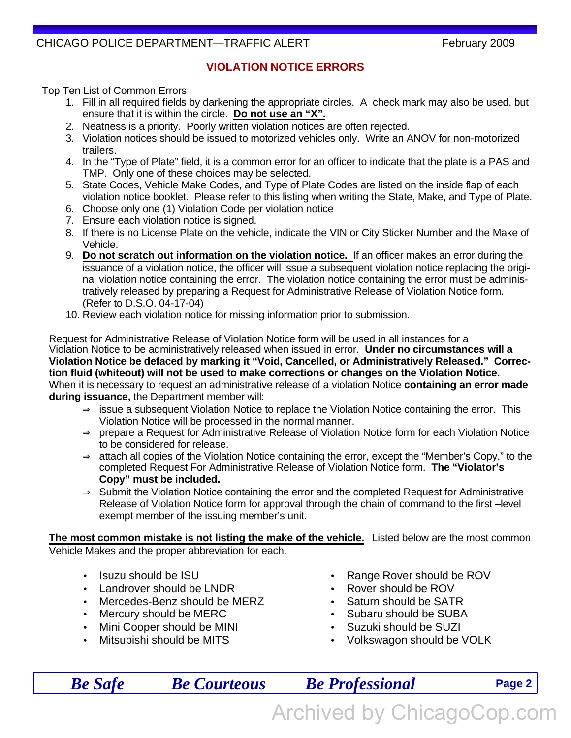## VIOLATION NOTICE ERRORS

Top Ten List of Common Errors

1. Fill in all required fields by darkening the appropriate circles. A check mark may also be used, but ensure that it is within the circle. **Do not use an "X".**
2. Neatness is a priority. Poorly written violation notices are often rejected.
3. Violation notices should be issued to motorized vehicles only. Write an ANOV for non-motorized trailers.
4. In the "Type of Plate" field, it is a common error for an officer to indicate that the plate is a PAS and TMP. Only one of these choices may be selected.
5. State Codes, Vehicle Make Codes, and Type of Plate Codes are listed on the inside flap of each violation notice booklet. Please refer to this listing when writing the State, Make, and Type of Plate.
6. Choose only one (1) Violation Code per violation notice
7. Ensure each violation notice is signed.
8. If there is no License Plate on the vehicle, indicate the VIN or City Sticker Number and the Make of Vehicle.
9. **Do not scratch out information on the violation notice.** If an officer makes an error during the issuance of a violation notice, the officer will issue a subsequent violation notice replacing the original violation notice containing the error. The violation notice containing the error must be administratively released by preparing a Request for Administrative Release of Violation Notice form. (Refer to D.S.O. 04-17-04)
10. Review each violation notice for missing information prior to submission.

Request for Administrative Release of Violation Notice form will be used in all instances for a Violation Notice to be administratively released when issued in error. **Under no circumstances will a Violation Notice be defaced by marking it "Void, Cancelled, or Administratively Released." Correction fluid (whiteout) will not be used to make corrections or changes on the Violation Notice.** When it is necessary to request an administrative release of a violation Notice **containing an error made during issuance,** the Department member will:

- issue a subsequent Violation Notice to replace the Violation Notice containing the error. This Violation Notice will be processed in the normal manner.
- prepare a Request for Administrative Release of Violation Notice form for each Violation Notice to be considered for release.
- attach all copies of the Violation Notice containing the error, except the "Member's Copy," to the completed Request For Administrative Release of Violation Notice form. **The "Violator's Copy" must be included.**
- Submit the Violation Notice containing the error and the completed Request for Administrative Release of Violation Notice form for approval through the chain of command to the first –level exempt member of the issuing member's unit.

**The most common mistake is not listing the make of the vehicle.** Listed below are the most common Vehicle Makes and the proper abbreviation for each.

- Isuzu should be ISU
- Landrover should be LNDR
- Mercedes-Benz should be MERZ
- Mercury should be MERC
- Mini Cooper should be MINI
- Mitsubishi should be MITS
- Range Rover should be ROV
- Rover should be ROV
- Saturn should be SATR
- Subaru should be SUBA
- Suzuki should be SUZI
- Volkswagon should be VOLK

***Be Safe*** ***Be Courteous*** ***Be Professional***